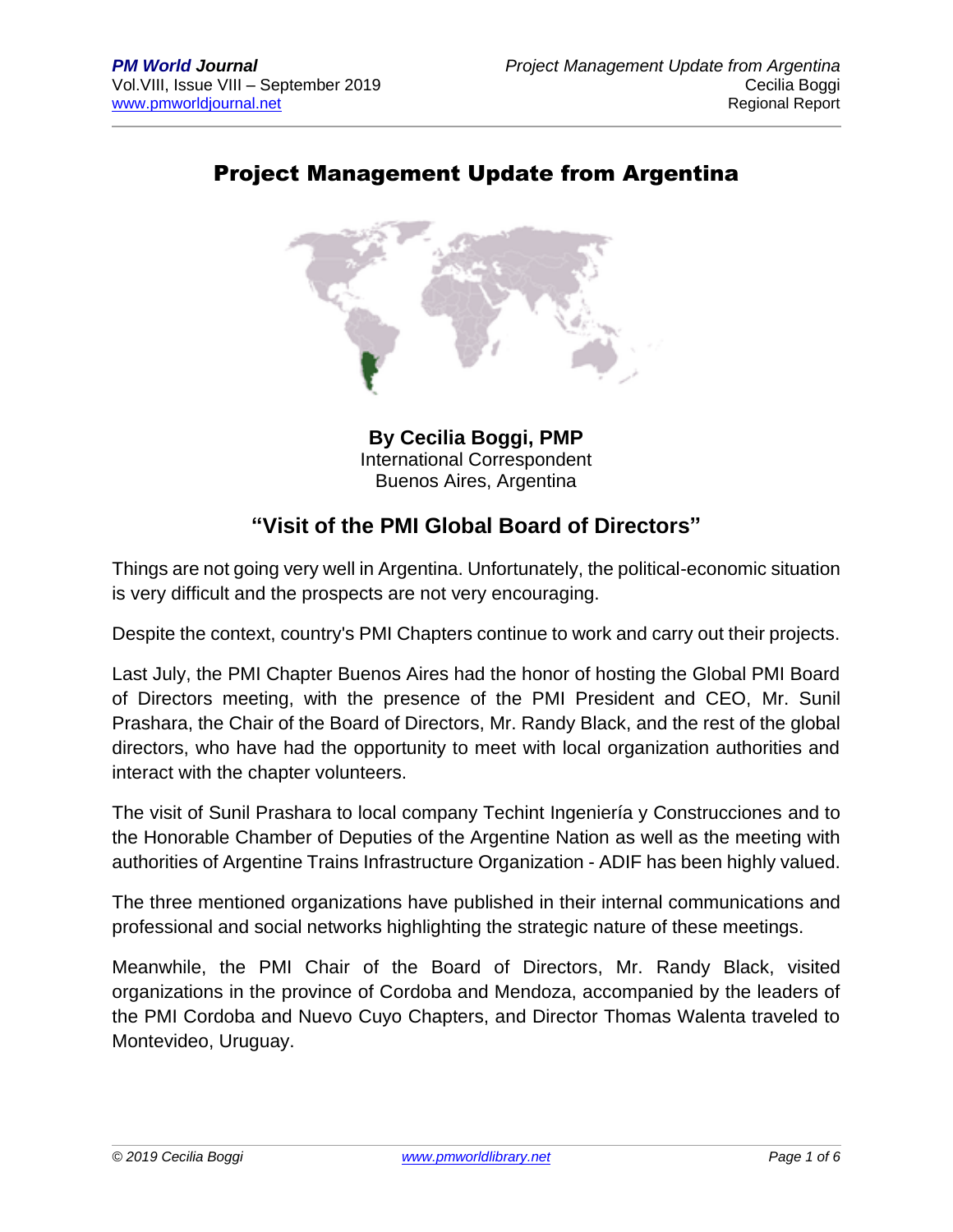# Project Management Update from Argentina

**By Cecilia Boggi, PMP**
International Correspondent
Buenos Aires, Argentina

## "Visit of the PMI Global Board of Directors"

Things are not going very well in Argentina. Unfortunately, the political-economic situation is very difficult and the prospects are not very encouraging.

Despite the context, country's PMI Chapters continue to work and carry out their projects.

Last July, the PMI Chapter Buenos Aires had the honor of hosting the Global PMI Board of Directors meeting, with the presence of the PMI President and CEO, Mr. Sunil Prashara, the Chair of the Board of Directors, Mr. Randy Black, and the rest of the global directors, who have had the opportunity to meet with local organization authorities and interact with the chapter volunteers.

The visit of Sunil Prashara to local company Techint Ingeniería y Construcciones and to the Honorable Chamber of Deputies of the Argentine Nation as well as the meeting with authorities of Argentine Trains Infrastructure Organization - ADIF has been highly valued.

The three mentioned organizations have published in their internal communications and professional and social networks highlighting the strategic nature of these meetings.

Meanwhile, the PMI Chair of the Board of Directors, Mr. Randy Black, visited organizations in the province of Cordoba and Mendoza, accompanied by the leaders of the PMI Cordoba and Nuevo Cuyo Chapters, and Director Thomas Walenta traveled to Montevideo, Uruguay.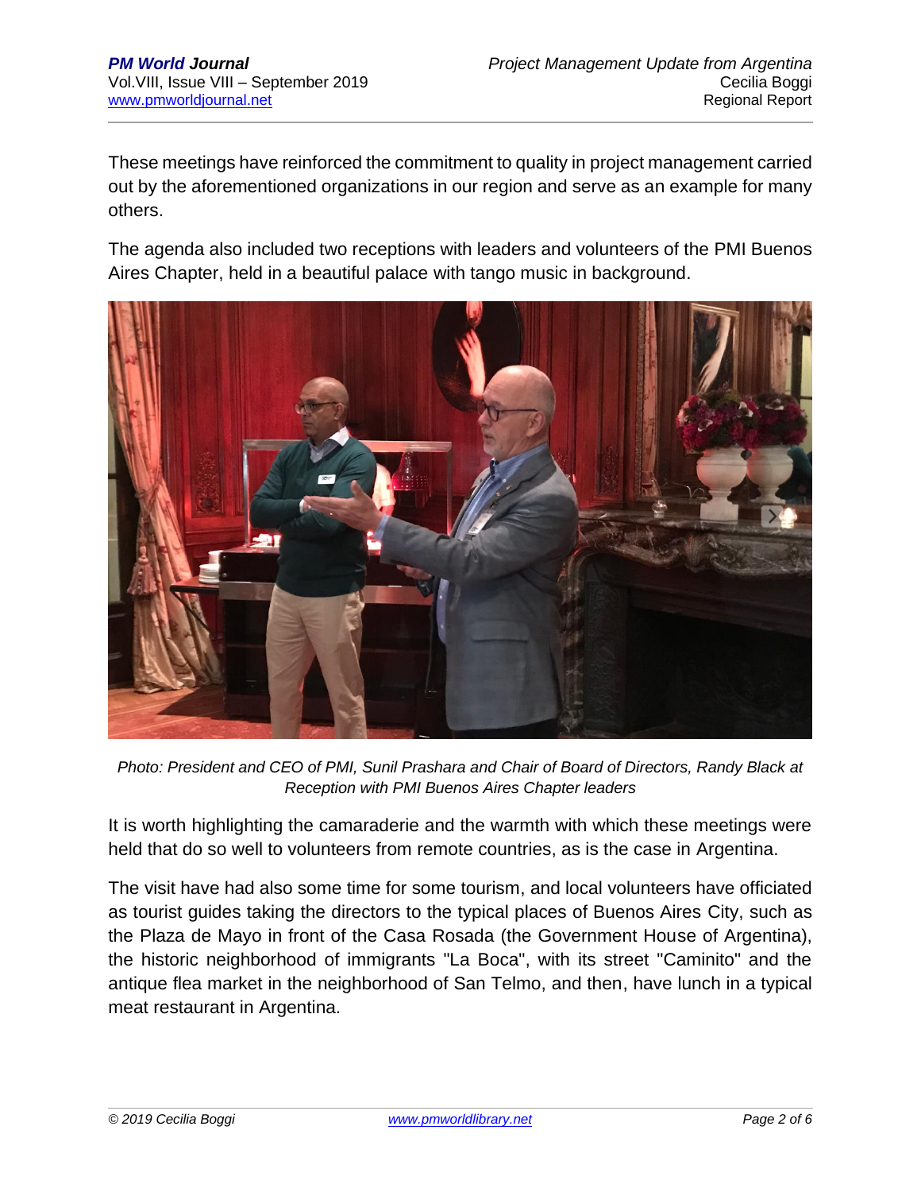These meetings have reinforced the commitment to quality in project management carried out by the aforementioned organizations in our region and serve as an example for many others.

The agenda also included two receptions with leaders and volunteers of the PMI Buenos Aires Chapter, held in a beautiful palace with tango music in background.

*Photo: President and CEO of PMI, Sunil Prashara and Chair of Board of Directors, Randy Black at Reception with PMI Buenos Aires Chapter leaders*

It is worth highlighting the camaraderie and the warmth with which these meetings were held that do so well to volunteers from remote countries, as is the case in Argentina.

The visit have had also some time for some tourism, and local volunteers have officiated as tourist guides taking the directors to the typical places of Buenos Aires City, such as the Plaza de Mayo in front of the Casa Rosada (the Government House of Argentina), the historic neighborhood of immigrants "La Boca", with its street "Caminito" and the antique flea market in the neighborhood of San Telmo, and then, have lunch in a typical meat restaurant in Argentina.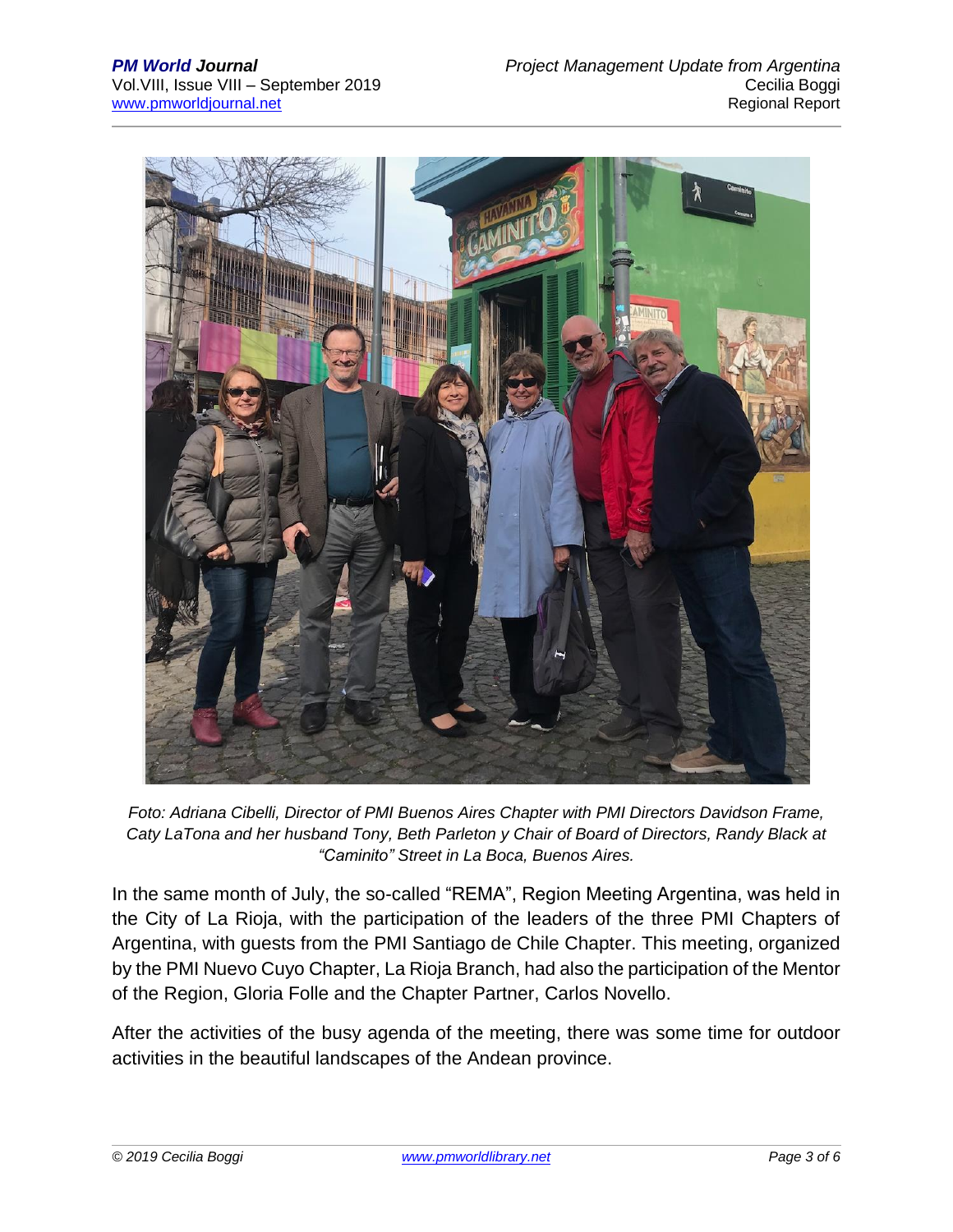*Foto: Adriana Cibelli, Director of PMI Buenos Aires Chapter with PMI Directors Davidson Frame, Caty LaTona and her husband Tony, Beth Parleton y Chair of Board of Directors, Randy Black at "Caminito" Street in La Boca, Buenos Aires.*

In the same month of July, the so-called "REMA", Region Meeting Argentina, was held in the City of La Rioja, with the participation of the leaders of the three PMI Chapters of Argentina, with guests from the PMI Santiago de Chile Chapter. This meeting, organized by the PMI Nuevo Cuyo Chapter, La Rioja Branch, had also the participation of the Mentor of the Region, Gloria Folle and the Chapter Partner, Carlos Novello.

After the activities of the busy agenda of the meeting, there was some time for outdoor activities in the beautiful landscapes of the Andean province.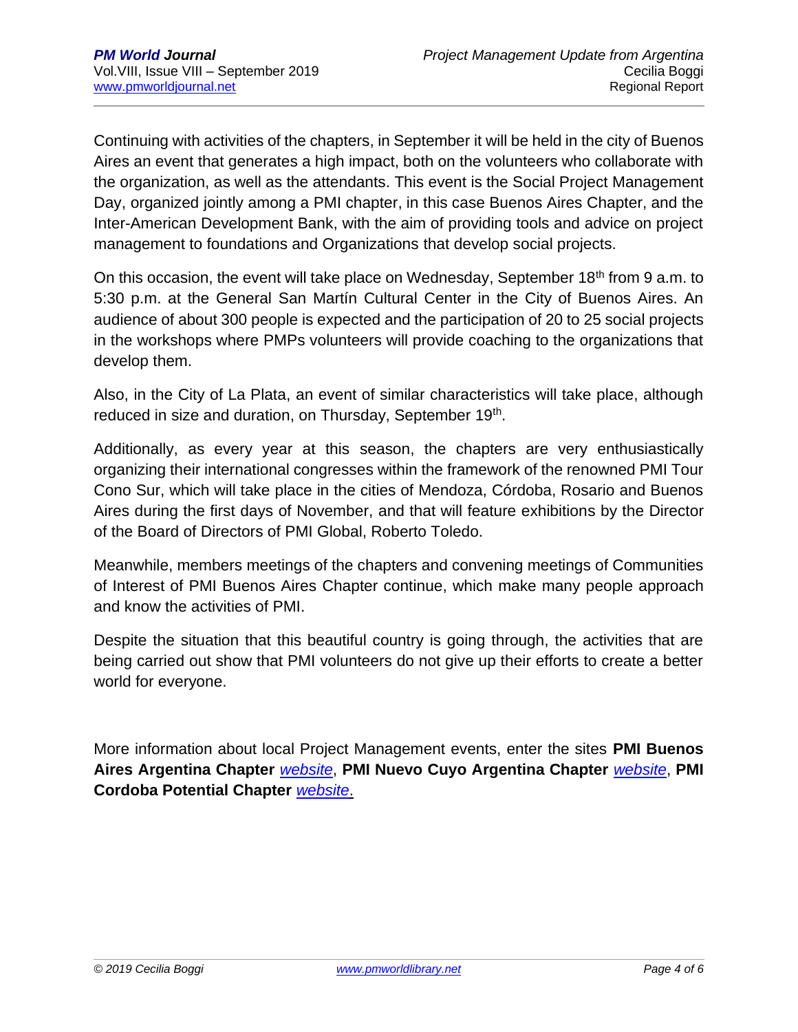Continuing with activities of the chapters, in September it will be held in the city of Buenos Aires an event that generates a high impact, both on the volunteers who collaborate with the organization, as well as the attendants. This event is the Social Project Management Day, organized jointly among a PMI chapter, in this case Buenos Aires Chapter, and the Inter-American Development Bank, with the aim of providing tools and advice on project management to foundations and Organizations that develop social projects.

On this occasion, the event will take place on Wednesday, September 18th from 9 a.m. to 5:30 p.m. at the General San Martín Cultural Center in the City of Buenos Aires. An audience of about 300 people is expected and the participation of 20 to 25 social projects in the workshops where PMPs volunteers will provide coaching to the organizations that develop them.

Also, in the City of La Plata, an event of similar characteristics will take place, although reduced in size and duration, on Thursday, September 19th.

Additionally, as every year at this season, the chapters are very enthusiastically organizing their international congresses within the framework of the renowned PMI Tour Cono Sur, which will take place in the cities of Mendoza, Córdoba, Rosario and Buenos Aires during the first days of November, and that will feature exhibitions by the Director of the Board of Directors of PMI Global, Roberto Toledo.

Meanwhile, members meetings of the chapters and convening meetings of Communities of Interest of PMI Buenos Aires Chapter continue, which make many people approach and know the activities of PMI.

Despite the situation that this beautiful country is going through, the activities that are being carried out show that PMI volunteers do not give up their efforts to create a better world for everyone.

More information about local Project Management events, enter the sites **PMI Buenos Aires Argentina Chapter** *website*, **PMI Nuevo Cuyo Argentina Chapter** *website*, **PMI Cordoba Potential Chapter** *website*.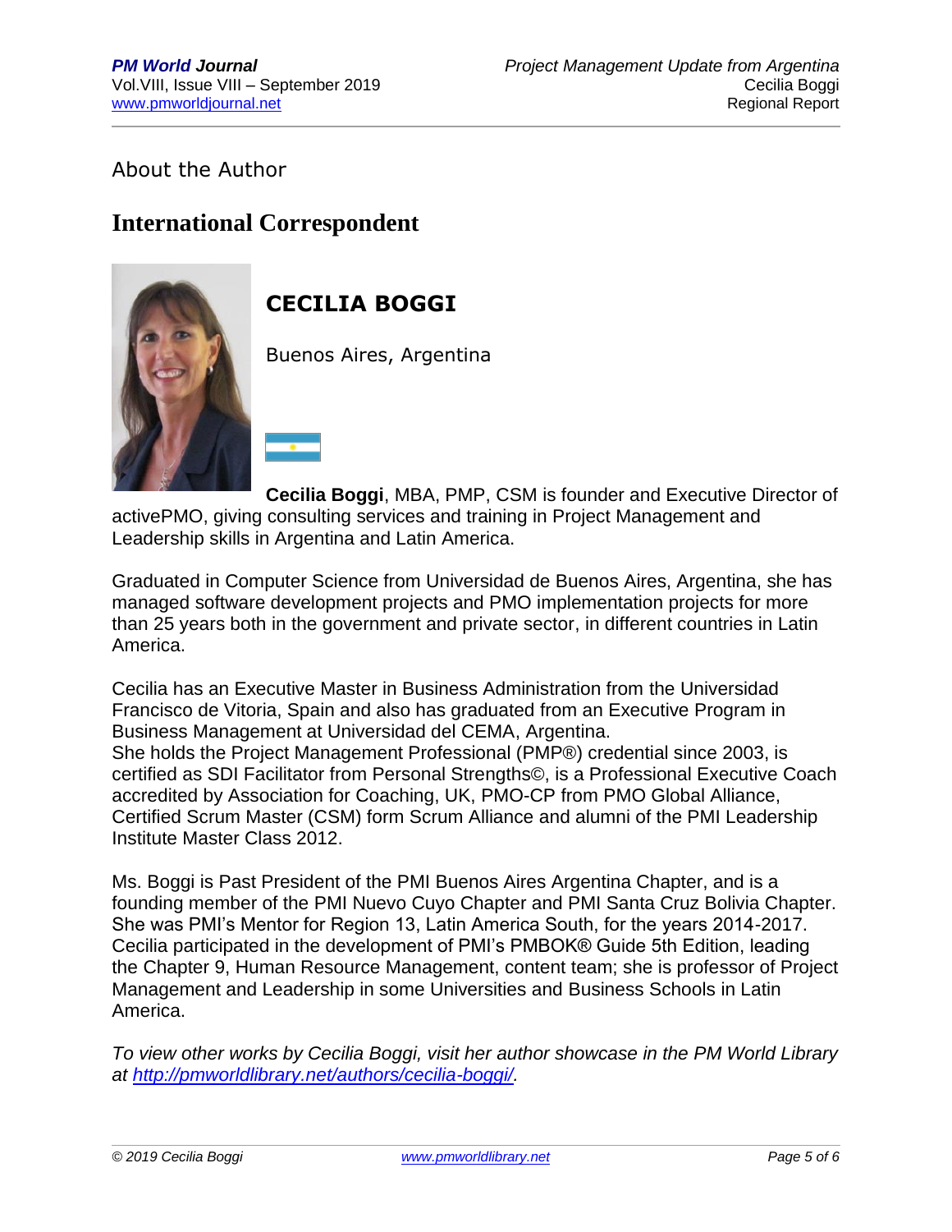About the Author

## International Correspondent

### CECILIA BOGGI

Buenos Aires, Argentina

**Cecilia Boggi**, MBA, PMP, CSM is founder and Executive Director of activePMO, giving consulting services and training in Project Management and Leadership skills in Argentina and Latin America.

Graduated in Computer Science from Universidad de Buenos Aires, Argentina, she has managed software development projects and PMO implementation projects for more than 25 years both in the government and private sector, in different countries in Latin America.

Cecilia has an Executive Master in Business Administration from the Universidad Francisco de Vitoria, Spain and also has graduated from an Executive Program in Business Management at Universidad del CEMA, Argentina.
She holds the Project Management Professional (PMP®) credential since 2003, is certified as SDI Facilitator from Personal Strengths©, is a Professional Executive Coach accredited by Association for Coaching, UK, PMO-CP from PMO Global Alliance, Certified Scrum Master (CSM) form Scrum Alliance and alumni of the PMI Leadership Institute Master Class 2012.

Ms. Boggi is Past President of the PMI Buenos Aires Argentina Chapter, and is a founding member of the PMI Nuevo Cuyo Chapter and PMI Santa Cruz Bolivia Chapter. She was PMI's Mentor for Region 13, Latin America South, for the years 2014-2017. Cecilia participated in the development of PMI's PMBOK® Guide 5th Edition, leading the Chapter 9, Human Resource Management, content team; she is professor of Project Management and Leadership in some Universities and Business Schools in Latin America.

*To view other works by Cecilia Boggi, visit her author showcase in the PM World Library at [http://pmworldlibrary.net/authors/cecilia-boggi/](http://pmworldlibrary.net/authors/cecilia-boggi/).*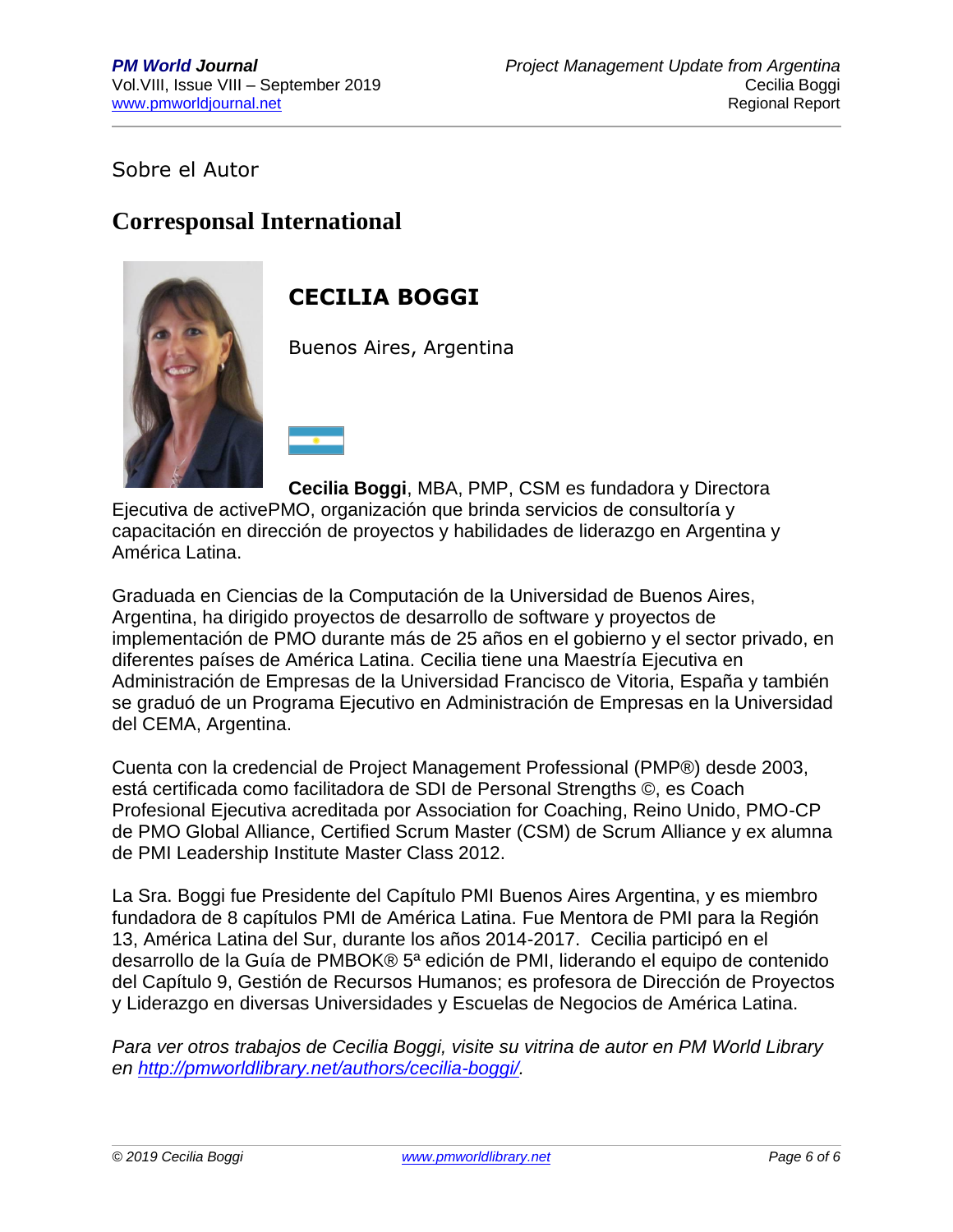Sobre el Autor

## Corresponsal International

### CECILIA BOGGI

Buenos Aires, Argentina

**Cecilia Boggi**, MBA, PMP, CSM es fundadora y Directora Ejecutiva de activePMO, organización que brinda servicios de consultoría y capacitación en dirección de proyectos y habilidades de liderazgo en Argentina y América Latina.

Graduada en Ciencias de la Computación de la Universidad de Buenos Aires, Argentina, ha dirigido proyectos de desarrollo de software y proyectos de implementación de PMO durante más de 25 años en el gobierno y el sector privado, en diferentes países de América Latina. Cecilia tiene una Maestría Ejecutiva en Administración de Empresas de la Universidad Francisco de Vitoria, España y también se graduó de un Programa Ejecutivo en Administración de Empresas en la Universidad del CEMA, Argentina.

Cuenta con la credencial de Project Management Professional (PMP®) desde 2003, está certificada como facilitadora de SDI de Personal Strengths ©, es Coach Profesional Ejecutiva acreditada por Association for Coaching, Reino Unido, PMO-CP de PMO Global Alliance, Certified Scrum Master (CSM) de Scrum Alliance y ex alumna de PMI Leadership Institute Master Class 2012.

La Sra. Boggi fue Presidente del Capítulo PMI Buenos Aires Argentina, y es miembro fundadora de 8 capítulos PMI de América Latina. Fue Mentora de PMI para la Región 13, América Latina del Sur, durante los años 2014-2017. Cecilia participó en el desarrollo de la Guía de PMBOK® 5ª edición de PMI, liderando el equipo de contenido del Capítulo 9, Gestión de Recursos Humanos; es profesora de Dirección de Proyectos y Liderazgo en diversas Universidades y Escuelas de Negocios de América Latina.

*Para ver otros trabajos de Cecilia Boggi, visite su vitrina de autor en PM World Library en [http://pmworldlibrary.net/authors/cecilia-boggi/](http://pmworldlibrary.net/authors/cecilia-boggi/).*